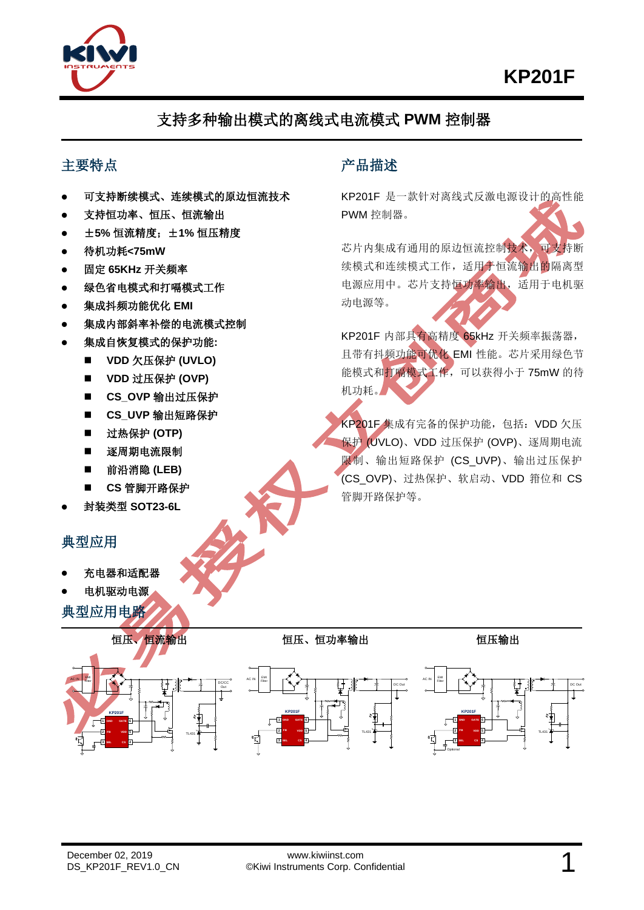# KP201F

## 支持多种输出模式的离线式电流模式 PWM 控制器

## 主要特点

- 可支持断续模式、连续模式的原边恒流技术
- 支持恒功率、恒压、恒流输出
- ±5% 恒流精度；±1% 恒压精度
- 待机功耗<75mW
- 固定 65KHz 开关频率
- 绿色省电模式和打嗝模式工作
- 集成抖频功能优化 EMI
- 集成内部斜率补偿的电流模式控制
- 集成自恢复模式的保护功能:
  - VDD 欠压保护 (UVLO)
  - VDD 过压保护 (OVP)
  - CS_OVP 输出过压保护
  - CS_UVP 输出短路保护
  - 过热保护 (OTP)
  - 逐周期电流限制
  - 前沿消隐 (LEB)
  - CS 管脚开路保护
- 封装类型 SOT23-6L

## 产品描述

KP201F 是一款针对离线式反激电源设计的高性能 PWM 控制器。

芯片内集成有通用的原边恒流控制技术，可支持断续模式和连续模式工作，适用于恒流输出的隔离型电源应用中。芯片支持恒功率输出，适用于电机驱动电源等。

KP201F 内部具有高精度 65kHz 开关频率振荡器，且带有抖频功能可优化 EMI 性能。芯片采用绿色节能模式和打嗝模式工作，可以获得小于 75mW 的待机功耗。

KP201F 集成有完备的保护功能，包括：VDD 欠压保护 (UVLO)、VDD 过压保护 (OVP)、逐周期电流限制、输出短路保护 (CS_UVP)、输出过压保护 (CS_OVP)、过热保护、软启动、VDD 箝位和 CS 管脚开路保护等。

## 典型应用

- 充电器和适配器
- 电机驱动电源

## 典型应用电路

恒压、恒流输出　　　　恒压、恒功率输出　　　　恒压输出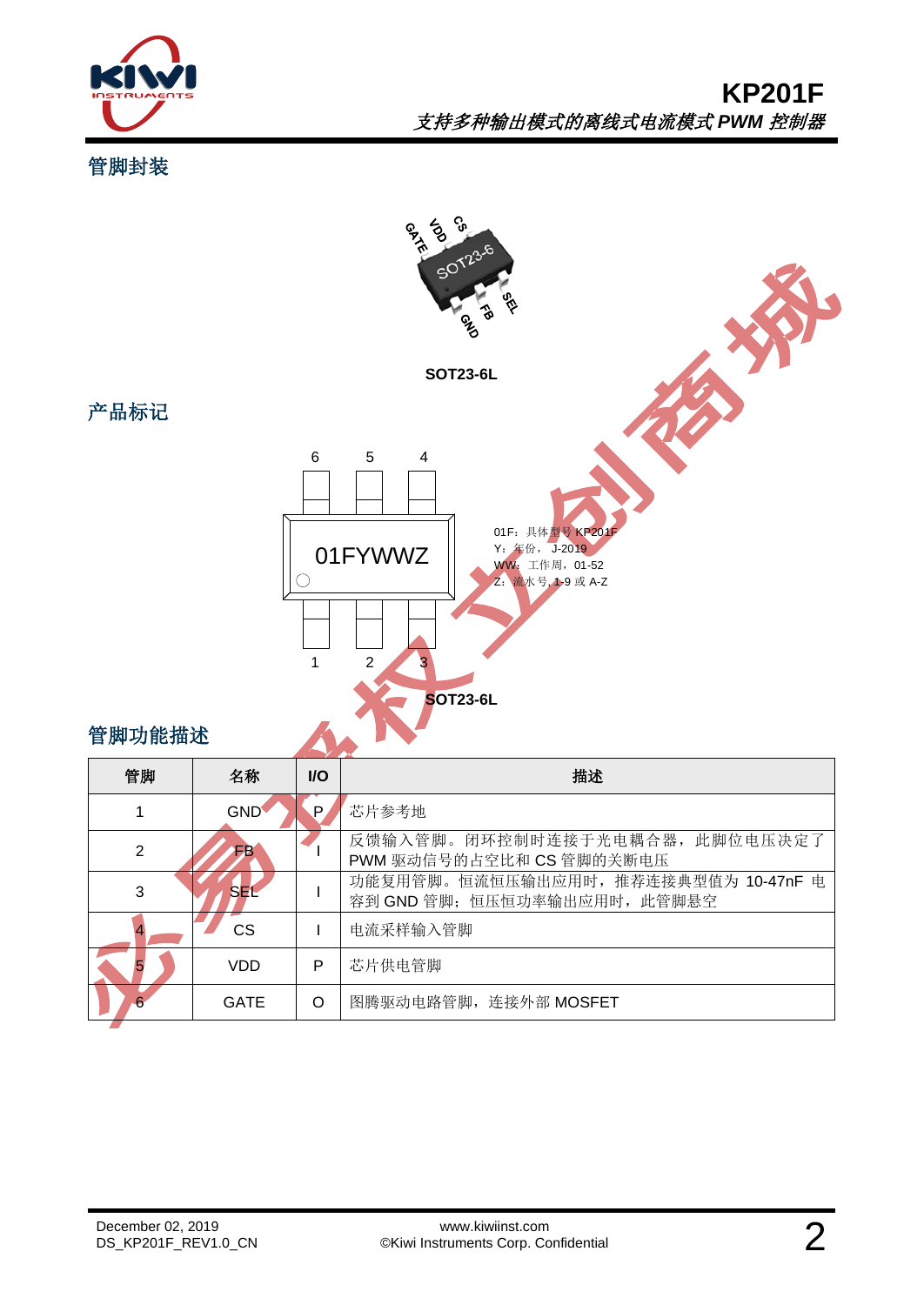## 管脚封装

GATE VDD CS

SOT23-6

GND FB SEL

**SOT23-6L**

## 产品标记

6 5 4

01FYWWZ

1 2 3

01F：具体型号 KP201F
Y：年份， J-2019
WW：工作周，01-52
Z：流水号，1-9 或 A-Z

**SOT23-6L**

## 管脚功能描述

| 管脚 | 名称 | I/O | 描述 |
|---|---|---|---|
| 1 | GND | P | 芯片参考地 |
| 2 | FB | I | 反馈输入管脚。闭环控制时连接于光电耦合器，此脚位电压决定了 PWM 驱动信号的占空比和 CS 管脚的关断电压 |
| 3 | SEL | I | 功能复用管脚。恒流恒压输出应用时，推荐连接典型值为 10-47nF 电容到 GND 管脚；恒压恒功率输出应用时，此管脚悬空 |
| 4 | CS | I | 电流采样输入管脚 |
| 5 | VDD | P | 芯片供电管脚 |
| 6 | GATE | O | 图腾驱动电路管脚，连接外部 MOSFET |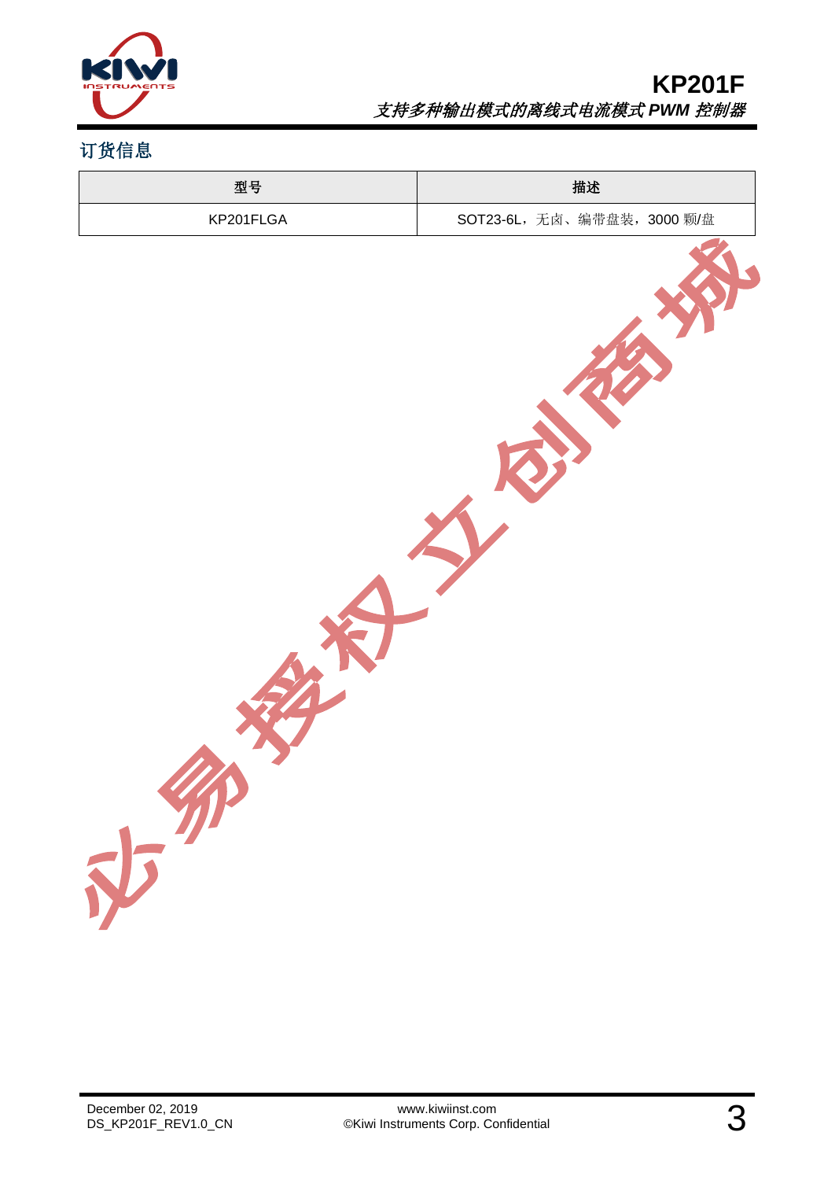## 订货信息

| 型号 | 描述 |
| --- | --- |
| KP201FLGA | SOT23-6L，无卤、编带盘装，3000 颗/盘 |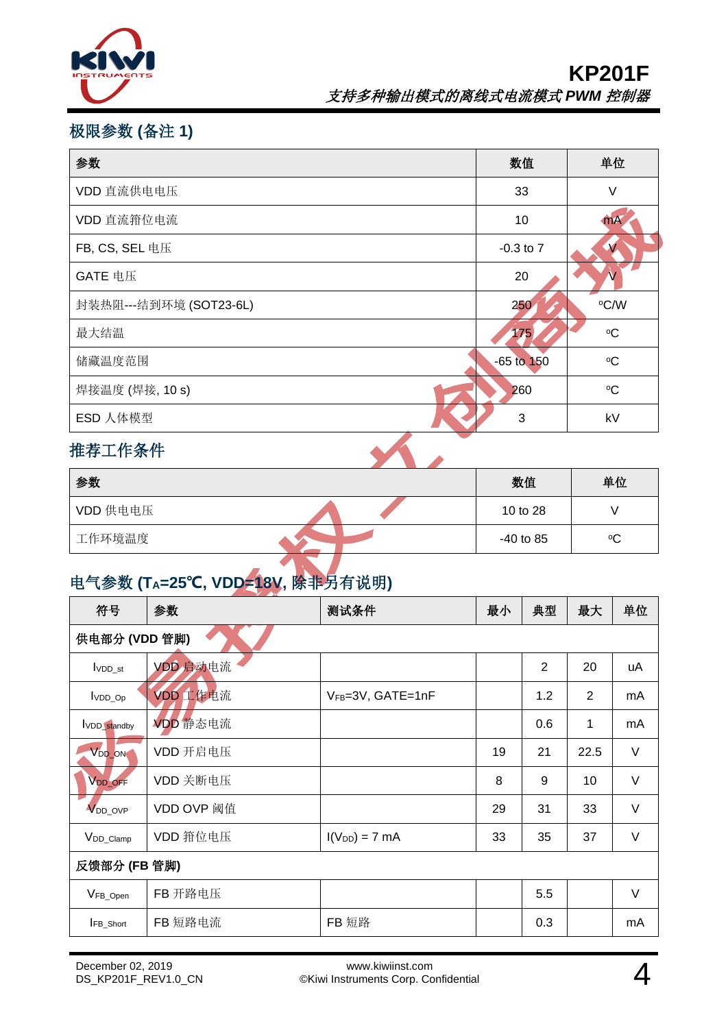## 极限参数 (备注 1)

| 参数 | 数值 | 单位 |
|---|---|---|
| VDD 直流供电电压 | 33 | V |
| VDD 直流箝位电流 | 10 | mA |
| FB, CS, SEL 电压 | -0.3 to 7 | V |
| GATE 电压 | 20 | V |
| 封装热阻---结到环境 (SOT23-6L) | 250 | ºC/W |
| 最大结温 | 175 | ºC |
| 储藏温度范围 | -65 to 150 | ºC |
| 焊接温度 (焊接, 10 s) | 260 | ºC |
| ESD 人体模型 | 3 | kV |

## 推荐工作条件

| 参数 | 数值 | 单位 |
|---|---|---|
| VDD 供电电压 | 10 to 28 | V |
| 工作环境温度 | -40 to 85 | ºC |

## 电气参数 ($T_A$=25℃, VDD=18V, 除非另有说明)

| 符号 | 参数 | 测试条件 | 最小 | 典型 | 最大 | 单位 |
|---|---|---|---|---|---|---|
| **供电部分 (VDD 管脚)** | | | | | | |
| $I_{VDD\_st}$ | VDD 启动电流 | | | 2 | 20 | uA |
| $I_{VDD\_Op}$ | VDD 工作电流 | $V_{FB}$=3V, GATE=1nF | | 1.2 | 2 | mA |
| $I_{VDD\_standby}$ | VDD 静态电流 | | | 0.6 | 1 | mA |
| $V_{DD\_ON}$ | VDD 开启电压 | | 19 | 21 | 22.5 | V |
| $V_{DD\_OFF}$ | VDD 关断电压 | | 8 | 9 | 10 | V |
| $V_{DD\_OVP}$ | VDD OVP 阈值 | | 29 | 31 | 33 | V |
| $V_{DD\_Clamp}$ | VDD 箝位电压 | $I(V_{DD})$ = 7 mA | 33 | 35 | 37 | V |
| **反馈部分 (FB 管脚)** | | | | | | |
| $V_{FB\_Open}$ | FB 开路电压 | | | 5.5 | | V |
| $I_{FB\_Short}$ | FB 短路电流 | FB 短路 | | 0.3 | | mA |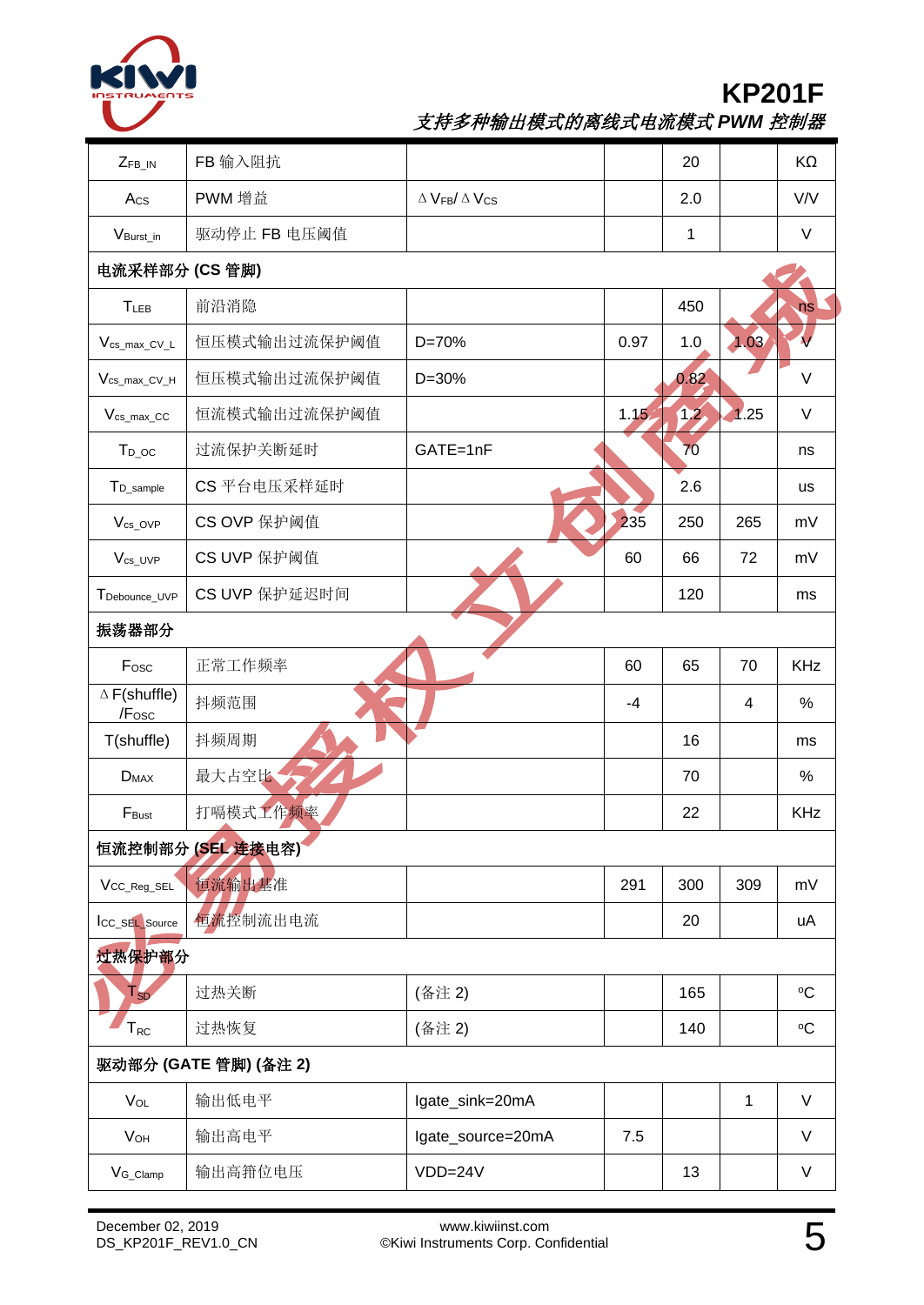| $Z_{FB\_IN}$ | FB 输入阻抗 | | | 20 | | KΩ |
|---|---|---|---|---|---|---|
| $A_{CS}$ | PWM 增益 | $\Delta V_{FB}/\Delta V_{CS}$ | | 2.0 | | V/V |
| $V_{Burst\_in}$ | 驱动停止 FB 电压阈值 | | | 1 | | V |
| **电流采样部分 (CS 管脚)** | | | | | | |
| $T_{LEB}$ | 前沿消隐 | | | 450 | | ns |
| $V_{cs\_max\_CV\_L}$ | 恒压模式输出过流保护阈值 | D=70% | 0.97 | 1.0 | 1.03 | V |
| $V_{cs\_max\_CV\_H}$ | 恒压模式输出过流保护阈值 | D=30% | | 0.82 | | V |
| $V_{cs\_max\_CC}$ | 恒流模式输出过流保护阈值 | | 1.15 | 1.2 | 1.25 | V |
| $T_{D\_OC}$ | 过流保护关断延时 | GATE=1nF | | 70 | | ns |
| $T_{D\_sample}$ | CS 平台电压采样延时 | | | 2.6 | | us |
| $V_{cs\_OVP}$ | CS OVP 保护阈值 | | 235 | 250 | 265 | mV |
| $V_{cs\_UVP}$ | CS UVP 保护阈值 | | 60 | 66 | 72 | mV |
| $T_{Debounce\_UVP}$ | CS UVP 保护延迟时间 | | | 120 | | ms |
| **振荡器部分** | | | | | | |
| $F_{OSC}$ | 正常工作频率 | | 60 | 65 | 70 | KHz |
| $\Delta F(shuffle)/F_{OSC}$ | 抖频范围 | | -4 | | 4 | % |
| T(shuffle) | 抖频周期 | | | 16 | | ms |
| $D_{MAX}$ | 最大占空比 | | | 70 | | % |
| $F_{Bust}$ | 打嗝模式工作频率 | | | 22 | | KHz |
| **恒流控制部分 (SEL 连接电容)** | | | | | | |
| $V_{CC\_Reg\_SEL}$ | 恒流输出基准 | | 291 | 300 | 309 | mV |
| $I_{CC\_SEL\_Source}$ | 恒流控制流出电流 | | | 20 | | uA |
| **过热保护部分** | | | | | | |
| $T_{SD}$ | 过热关断 | (备注 2) | | 165 | | ºC |
| $T_{RC}$ | 过热恢复 | (备注 2) | | 140 | | ºC |
| **驱动部分 (GATE 管脚) (备注 2)** | | | | | | |
| $V_{OL}$ | 输出低电平 | Igate_sink=20mA | | | 1 | V |
| $V_{OH}$ | 输出高电平 | Igate_source=20mA | 7.5 | | | V |
| $V_{G\_Clamp}$ | 输出高箝位电压 | VDD=24V | | 13 | | V |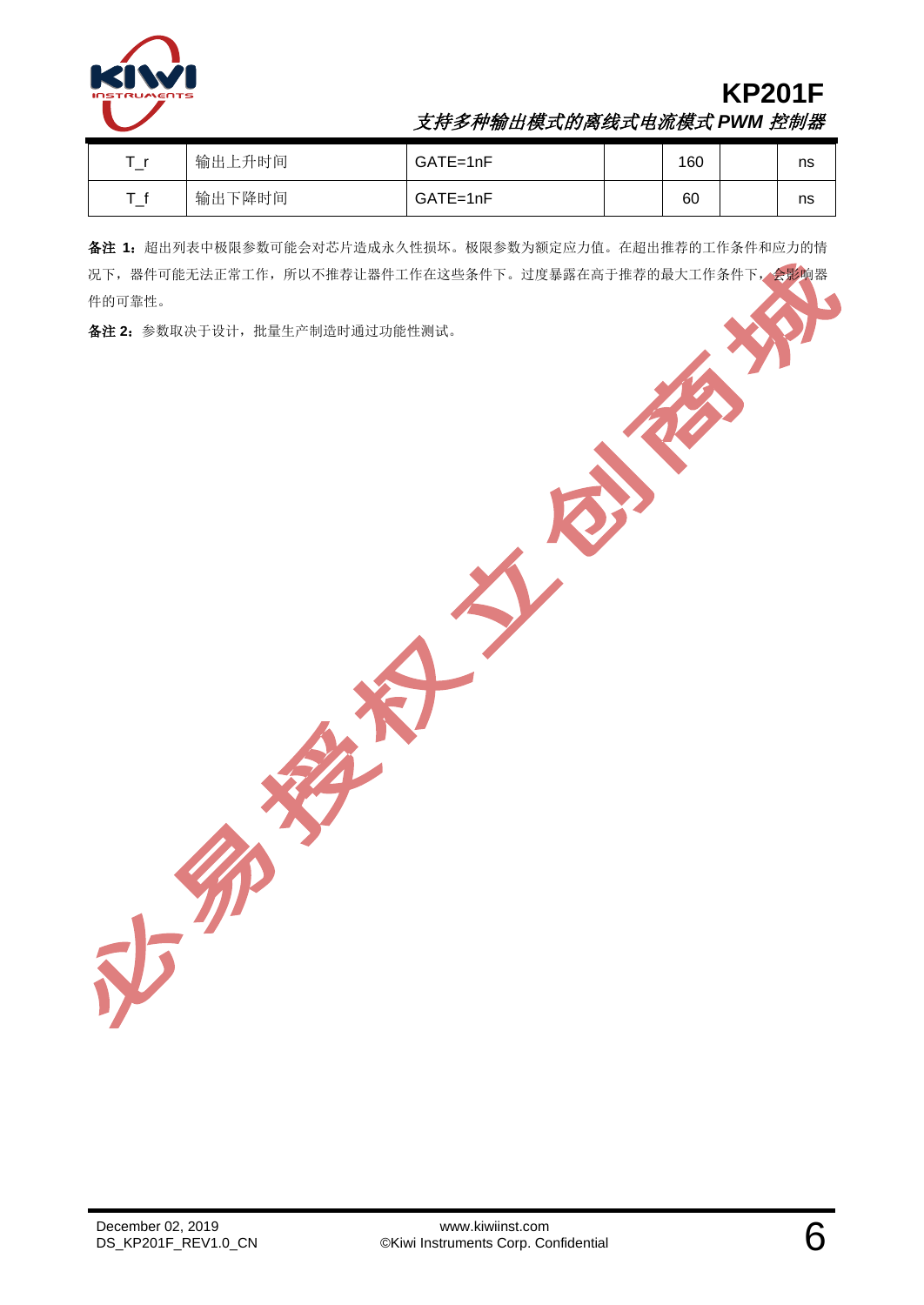| T_r | 输出上升时间 | GATE=1nF | | 160 | | ns |
|---|---|---|---|---|---|---|
| T_f | 输出下降时间 | GATE=1nF | | 60 | | ns |

**备注 1**：超出列表中极限参数可能会对芯片造成永久性损坏。极限参数为额定应力值。在超出推荐的工作条件和应力的情况下，器件可能无法正常工作，所以不推荐让器件工作在这些条件下。过度暴露在高于推荐的最大工作条件下，会影响器件的可靠性。

**备注 2**：参数取决于设计，批量生产制造时通过功能性测试。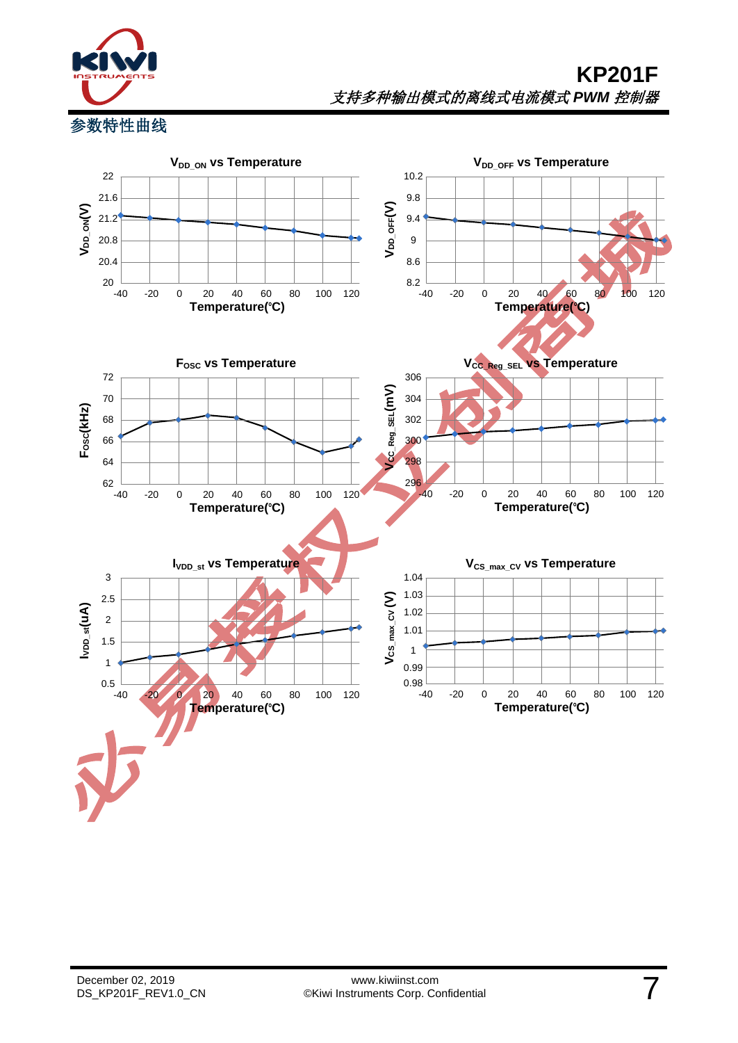## 参数特性曲线

**$V_{DD\_ON}$ vs Temperature**

**$V_{DD\_OFF}$ vs Temperature**

**$F_{OSC}$ vs Temperature**

**$V_{CC\_Reg\_SEL}$ vs Temperature**

**$I_{VDD\_st}$ vs Temperature**

**$V_{CS\_max\_CV}$ vs Temperature**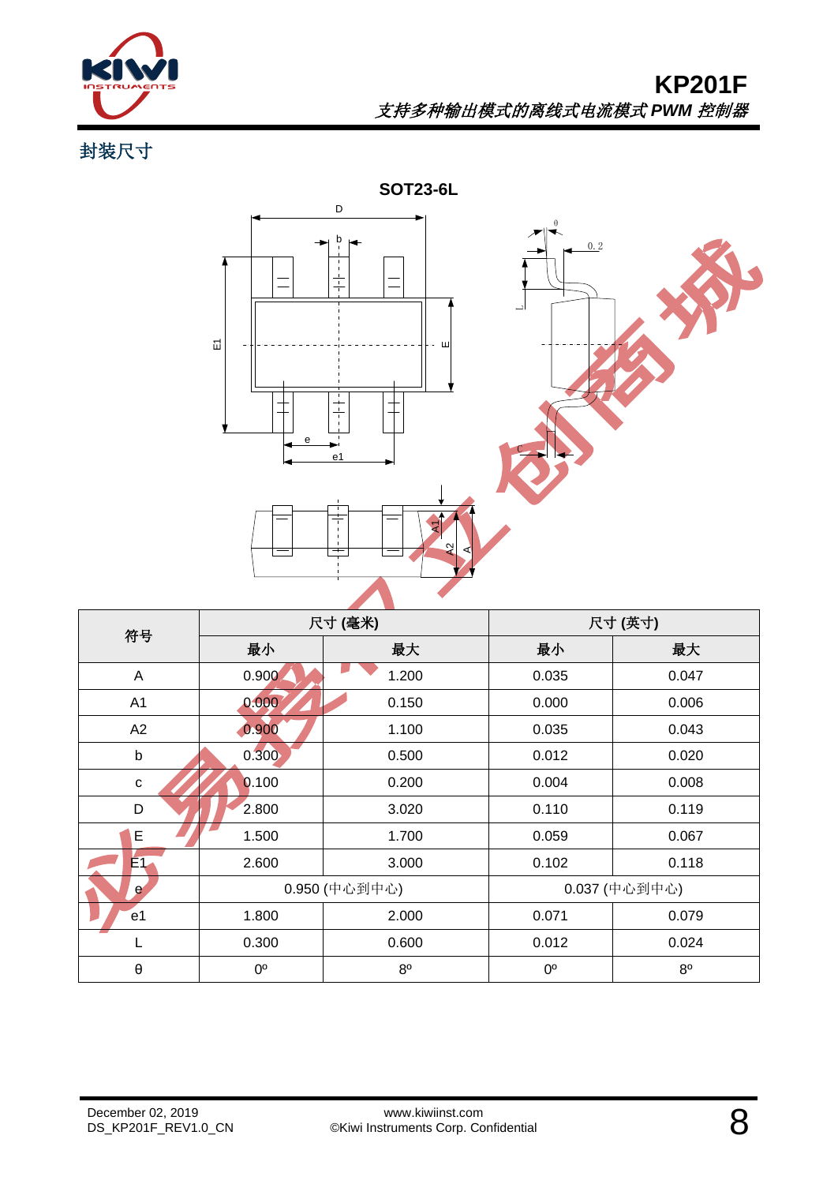## 封装尺寸

**SOT23-6L**

<table>
<tr><th rowspan="2">符号</th><th colspan="2">尺寸 (毫米)</th><th colspan="2">尺寸 (英寸)</th></tr>
<tr><th>最小</th><th>最大</th><th>最小</th><th>最大</th></tr>
<tr><td>A</td><td>0.900</td><td>1.200</td><td>0.035</td><td>0.047</td></tr>
<tr><td>A1</td><td>0.000</td><td>0.150</td><td>0.000</td><td>0.006</td></tr>
<tr><td>A2</td><td>0.900</td><td>1.100</td><td>0.035</td><td>0.043</td></tr>
<tr><td>b</td><td>0.300</td><td>0.500</td><td>0.012</td><td>0.020</td></tr>
<tr><td>c</td><td>0.100</td><td>0.200</td><td>0.004</td><td>0.008</td></tr>
<tr><td>D</td><td>2.800</td><td>3.020</td><td>0.110</td><td>0.119</td></tr>
<tr><td>E</td><td>1.500</td><td>1.700</td><td>0.059</td><td>0.067</td></tr>
<tr><td>E1</td><td>2.600</td><td>3.000</td><td>0.102</td><td>0.118</td></tr>
<tr><td>e</td><td colspan="2">0.950 (中心到中心)</td><td colspan="2">0.037 (中心到中心)</td></tr>
<tr><td>e1</td><td>1.800</td><td>2.000</td><td>0.071</td><td>0.079</td></tr>
<tr><td>L</td><td>0.300</td><td>0.600</td><td>0.012</td><td>0.024</td></tr>
<tr><td>θ</td><td>0º</td><td>8º</td><td>0º</td><td>8º</td></tr>
</table>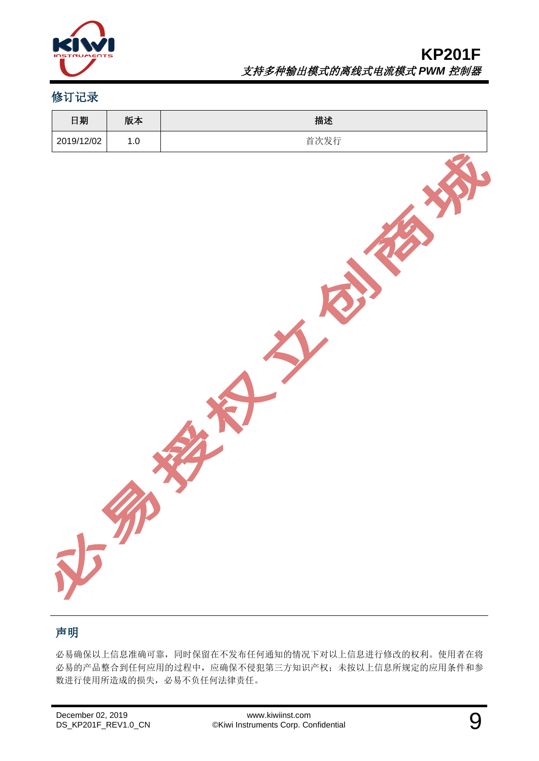## 修订记录

| 日期 | 版本 | 描述 |
|---|---|---|
| 2019/12/02 | 1.0 | 首次发行 |

## 声明

必易确保以上信息准确可靠，同时保留在不发布任何通知的情况下对以上信息进行修改的权利。使用者在将必易的产品整合到任何应用的过程中，应确保不侵犯第三方知识产权；未按以上信息所规定的应用条件和参数进行使用所造成的损失，必易不负任何法律责任。